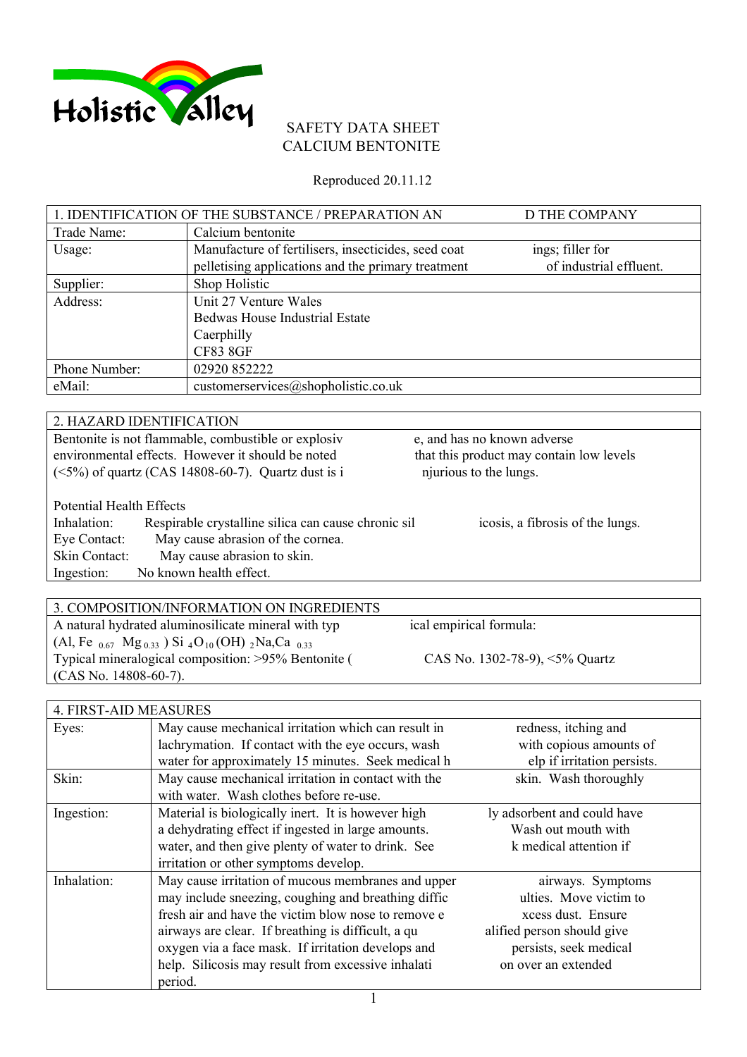# SAFETY DATA SHEET
# CALCIUM BENTONITE

Reproduced 20.11.12

| 1. IDENTIFICATION OF THE SUBSTANCE / PREPARATION AND THE COMPANY | |
|---|---|
| Trade Name: | Calcium bentonite |
| Usage: | Manufacture of fertilisers, insecticides, seed coatings; filler for pelletising applications and the primary treatment of industrial effluent. |
| Supplier: | Shop Holistic |
| Address: | Unit 27 Venture Wales<br>Bedwas House Industrial Estate<br>Caerphilly<br>CF83 8GF |
| Phone Number: | 02920 852222 |
| eMail: | customerservices@shopholistic.co.uk |

## 2. HAZARD IDENTIFICATION

Bentonite is not flammable, combustible or explosive, and has no known adverse environmental effects. However it should be noted that this product may contain low levels (<5%) of quartz (CAS 14808-60-7). Quartz dust is injurious to the lungs.

Potential Health Effects

- Inhalation: Respirable crystalline silica can cause chronic silicosis, a fibrosis of the lungs.
- Eye Contact: May cause abrasion of the cornea.
- Skin Contact: May cause abrasion to skin.
- Ingestion: No known health effect.

## 3. COMPOSITION/INFORMATION ON INGREDIENTS

A natural hydrated aluminosilicate mineral with typical empirical formula:
$(Al, Fe_{0.67} Mg_{0.33}) Si_4O_{10}(OH)_2Na,Ca_{0.33}$
Typical mineralogical composition: >95% Bentonite (CAS No. 1302-78-9), <5% Quartz (CAS No. 14808-60-7).

| 4. FIRST-AID MEASURES | |
|---|---|
| Eyes: | May cause mechanical irritation which can result in redness, itching and lachrymation. If contact with the eye occurs, wash with copious amounts of water for approximately 15 minutes. Seek medical help if irritation persists. |
| Skin: | May cause mechanical irritation in contact with the skin. Wash thoroughly with water. Wash clothes before re-use. |
| Ingestion: | Material is biologically inert. It is however highly adsorbent and could have a dehydrating effect if ingested in large amounts. Wash out mouth with water, and then give plenty of water to drink. Seek medical attention if irritation or other symptoms develop. |
| Inhalation: | May cause irritation of mucous membranes and upper airways. Symptoms may include sneezing, coughing and breathing difficulties. Move victim to fresh air and have the victim blow nose to remove excess dust. Ensure airways are clear. If breathing is difficult, a qualified person should give oxygen via a face mask. If irritation develops and persists, seek medical help. Silicosis may result from excessive inhalation over an extended period. |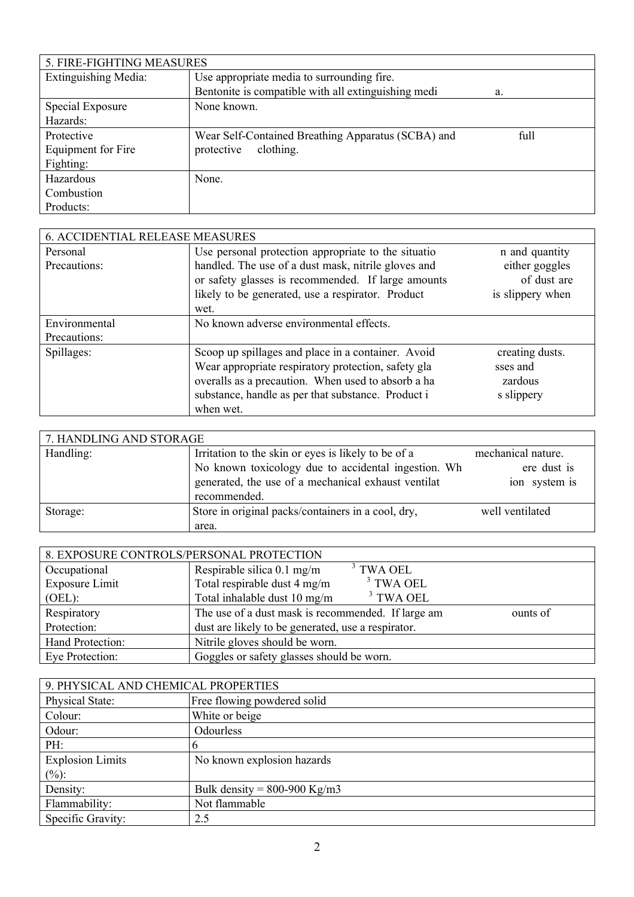| 5. FIRE-FIGHTING MEASURES | |
|---|---|
| Extinguishing Media: | Use appropriate media to surrounding fire. Bentonite is compatible with all extinguishing media. |
| Special Exposure Hazards: | None known. |
| Protective Equipment for Fire Fighting: | Wear Self-Contained Breathing Apparatus (SCBA) and full protective clothing. |
| Hazardous Combustion Products: | None. |

| 6. ACCIDENTIAL RELEASE MEASURES | |
|---|---|
| Personal Precautions: | Use personal protection appropriate to the situation and quantity handled. The use of a dust mask, nitrile gloves and either goggles or safety glasses is recommended. If large amounts of dust are likely to be generated, use a respirator. Product is slippery when wet. |
| Environmental Precautions: | No known adverse environmental effects. |
| Spillages: | Scoop up spillages and place in a container. Avoid creating dusts. Wear appropriate respiratory protection, safety glasses and overalls as a precaution. When used to absorb a hazardous substance, handle as per that substance. Product is slippery when wet. |

| 7. HANDLING AND STORAGE | |
|---|---|
| Handling: | Irritation to the skin or eyes is likely to be of a mechanical nature. No known toxicology due to accidental ingestion. Where dust is generated, the use of a mechanical exhaust ventilation system is recommended. |
| Storage: | Store in original packs/containers in a cool, dry, well ventilated area. |

| 8. EXPOSURE CONTROLS/PERSONAL PROTECTION | |
|---|---|
| Occupational Exposure Limit (OEL): | Respirable silica 0.1 $mg/m^3$ TWA OEL<br>Total respirable dust 4 $mg/m^3$ TWA OEL<br>Total inhalable dust 10 $mg/m^3$ TWA OEL |
| Respiratory Protection: | The use of a dust mask is recommended. If large amounts of dust are likely to be generated, use a respirator. |
| Hand Protection: | Nitrile gloves should be worn. |
| Eye Protection: | Goggles or safety glasses should be worn. |

| 9. PHYSICAL AND CHEMICAL PROPERTIES | |
|---|---|
| Physical State: | Free flowing powdered solid |
| Colour: | White or beige |
| Odour: | Odourless |
| PH: | 6 |
| Explosion Limits (%): | No known explosion hazards |
| Density: | Bulk density = 800-900 Kg/m3 |
| Flammability: | Not flammable |
| Specific Gravity: | 2.5 |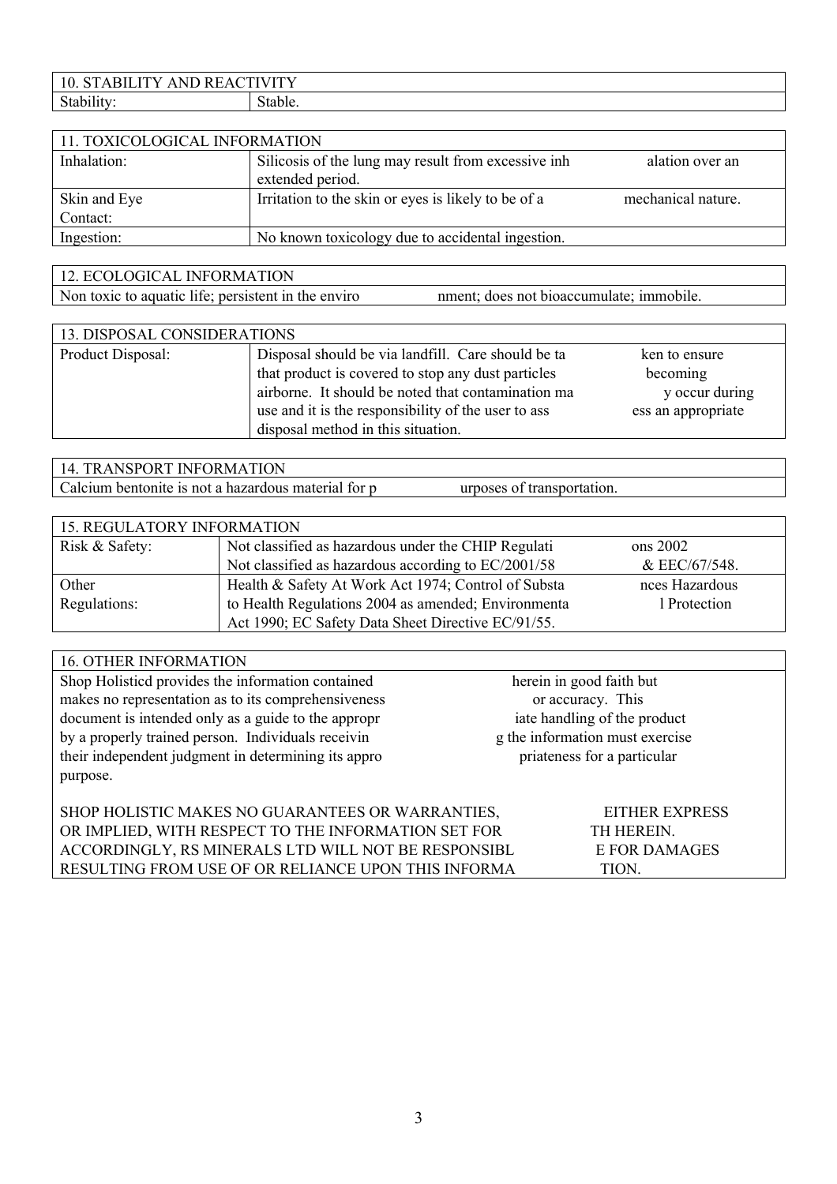| 10. STABILITY AND REACTIVITY | |
|---|---|
| Stability: | Stable. |

| 11. TOXICOLOGICAL INFORMATION | |
|---|---|
| Inhalation: | Silicosis of the lung may result from excessive inhalation over an extended period. |
| Skin and Eye Contact: | Irritation to the skin or eyes is likely to be of a mechanical nature. |
| Ingestion: | No known toxicology due to accidental ingestion. |

| 12. ECOLOGICAL INFORMATION |
|---|
| Non toxic to aquatic life; persistent in the environment; does not bioaccumulate; immobile. |

| 13. DISPOSAL CONSIDERATIONS | |
|---|---|
| Product Disposal: | Disposal should be via landfill. Care should be taken to ensure that product is covered to stop any dust particles becoming airborne. It should be noted that contamination may occur during use and it is the responsibility of the user to assess an appropriate disposal method in this situation. |

| 14. TRANSPORT INFORMATION |
|---|
| Calcium bentonite is not a hazardous material for purposes of transportation. |

| 15. REGULATORY INFORMATION | |
|---|---|
| Risk & Safety: | Not classified as hazardous under the CHIP Regulations 2002<br>Not classified as hazardous according to EC/2001/58 & EEC/67/548. |
| Other Regulations: | Health & Safety At Work Act 1974; Control of Substances Hazardous to Health Regulations 2004 as amended; Environmental Protection Act 1990; EC Safety Data Sheet Directive EC/91/55. |

| 16. OTHER INFORMATION |
|---|
| Shop Holisticd provides the information contained herein in good faith but makes no representation as to its comprehensiveness or accuracy. This document is intended only as a guide to the appropriate handling of the product by a properly trained person. Individuals receiving the information must exercise their independent judgment in determining its appropriateness for a particular purpose.<br><br>SHOP HOLISTIC MAKES NO GUARANTEES OR WARRANTIES, EITHER EXPRESS OR IMPLIED, WITH RESPECT TO THE INFORMATION SET FORTH HEREIN. ACCORDINGLY, RS MINERALS LTD WILL NOT BE RESPONSIBLE FOR DAMAGES RESULTING FROM USE OF OR RELIANCE UPON THIS INFORMATION. |